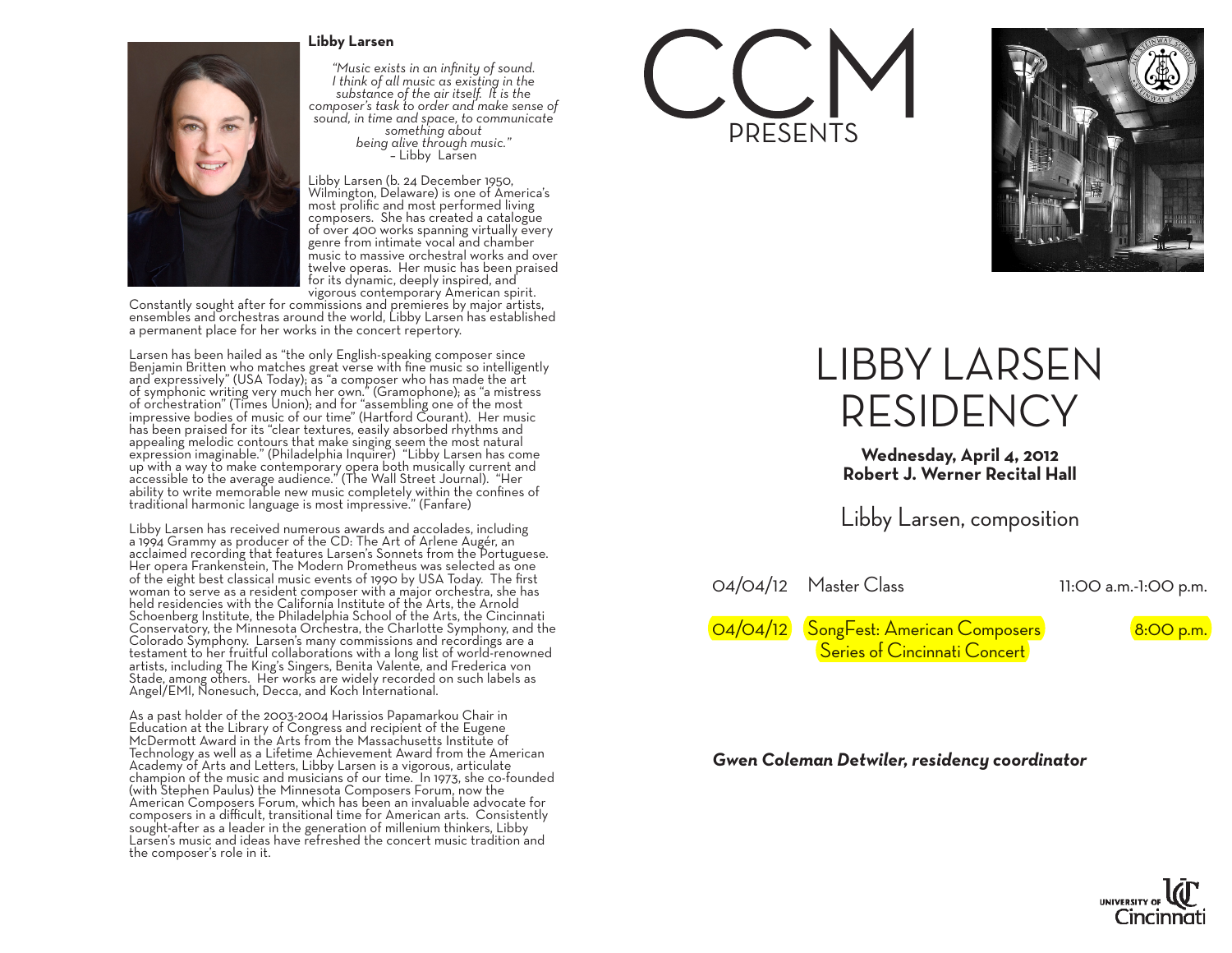## Libby Larsen

*"Music exists in an infinity of sound. I think of all music as existing in the substance of the air itself. It is the composer's task to order and make sense of sound, in time and space, to communicate something about being alive through music."*
– Libby Larsen

Libby Larsen (b. 24 December 1950, Wilmington, Delaware) is one of America's most prolific and most performed living composers. She has created a catalogue of over 400 works spanning virtually every genre from intimate vocal and chamber music to massive orchestral works and over twelve operas. Her music has been praised for its dynamic, deeply inspired, and vigorous contemporary American spirit. Constantly sought after for commissions and premieres by major artists, ensembles and orchestras around the world, Libby Larsen has established a permanent place for her works in the concert repertory.

Larsen has been hailed as "the only English-speaking composer since Benjamin Britten who matches great verse with fine music so intelligently and expressively" (USA Today); as "a composer who has made the art of symphonic writing very much her own." (Gramophone); as "a mistress of orchestration" (Times Union); and for "assembling one of the most impressive bodies of music of our time" (Hartford Courant). Her music has been praised for its "clear textures, easily absorbed rhythms and appealing melodic contours that make singing seem the most natural expression imaginable." (Philadelphia Inquirer) "Libby Larsen has come up with a way to make contemporary opera both musically current and accessible to the average audience." (The Wall Street Journal). "Her ability to write memorable new music completely within the confines of traditional harmonic language is most impressive." (Fanfare)

Libby Larsen has received numerous awards and accolades, including a 1994 Grammy as producer of the CD: The Art of Arlene Augér, an acclaimed recording that features Larsen's Sonnets from the Portuguese. Her opera Frankenstein, The Modern Prometheus was selected as one of the eight best classical music events of 1990 by USA Today. The first woman to serve as a resident composer with a major orchestra, she has held residencies with the California Institute of the Arts, the Arnold Schoenberg Institute, the Philadelphia School of the Arts, the Cincinnati Conservatory, the Minnesota Orchestra, the Charlotte Symphony, and the Colorado Symphony. Larsen's many commissions and recordings are a testament to her fruitful collaborations with a long list of world-renowned artists, including The King's Singers, Benita Valente, and Frederica von Stade, among others. Her works are widely recorded on such labels as Angel/EMI, Nonesuch, Decca, and Koch International.

As a past holder of the 2003-2004 Harissios Papamarkou Chair in Education at the Library of Congress and recipient of the Eugene McDermott Award in the Arts from the Massachusetts Institute of Technology as well as a Lifetime Achievement Award from the American Academy of Arts and Letters, Libby Larsen is a vigorous, articulate champion of the music and musicians of our time. In 1973, she co-founded (with Stephen Paulus) the Minnesota Composers Forum, now the American Composers Forum, which has been an invaluable advocate for composers in a difficult, transitional time for American arts. Consistently sought-after as a leader in the generation of millenium thinkers, Libby Larsen's music and ideas have refreshed the concert music tradition and the composer's role in it.

CCM PRESENTS

# LIBBY LARSEN RESIDENCY

**Wednesday, April 4, 2012**
**Robert J. Werner Recital Hall**

Libby Larsen, composition

| | | |
|---|---|---|
| 04/04/12 | Master Class | 11:00 a.m.-1:00 p.m. |
| 04/04/12 | SongFest: American Composers Series of Cincinnati Concert | 8:00 p.m. |

***Gwen Coleman Detwiler, residency coordinator***

University of Cincinnati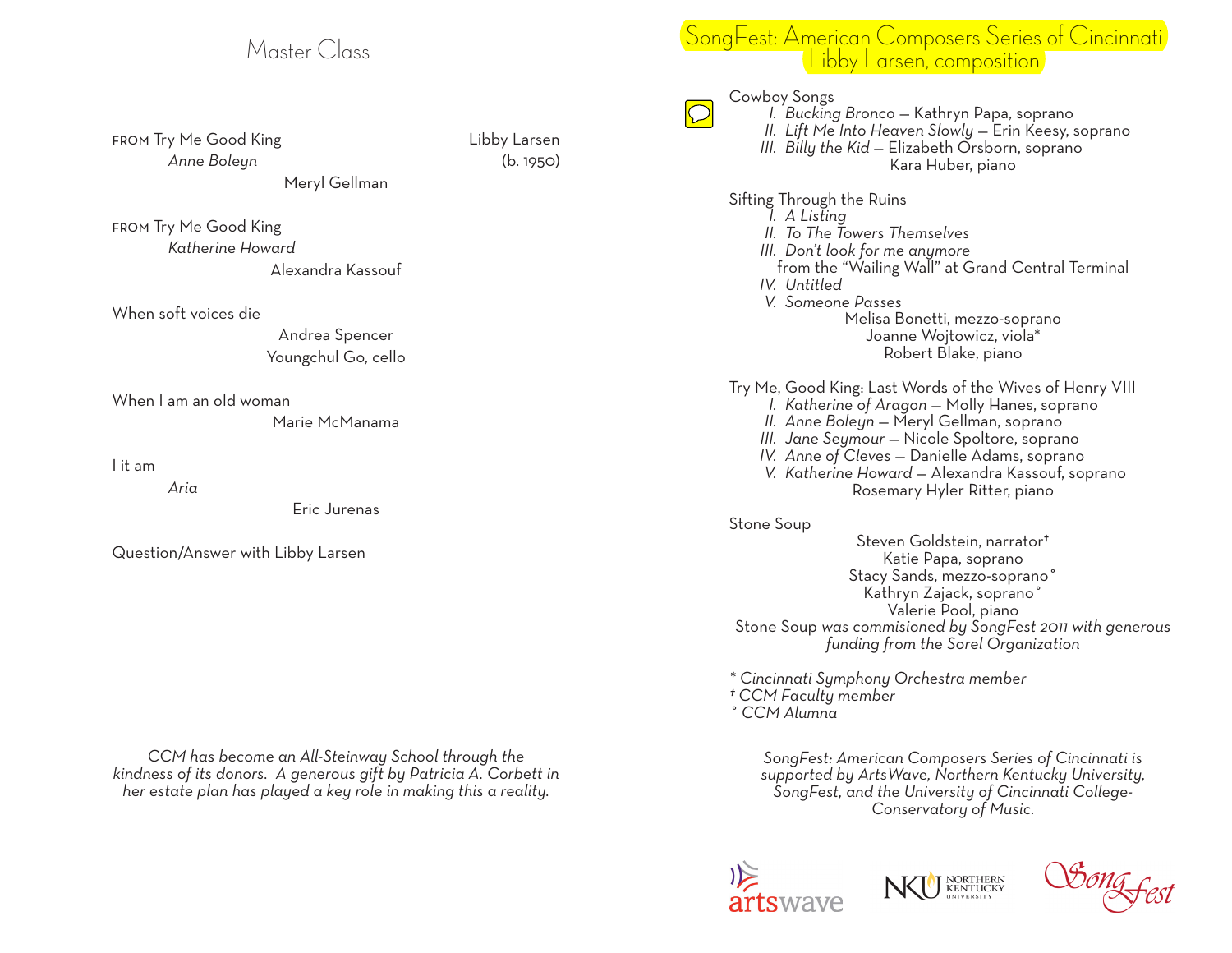## Master Class

FROM Try Me Good King — Libby Larsen (b. 1950)

*Anne Boleyn*

Meryl Gellman

FROM Try Me Good King

*Katherine Howard*

Alexandra Kassouf

When soft voices die

Andrea Spencer
Youngchul Go, cello

When I am an old woman

Marie McManama

I it am

*Aria*

Eric Jurenas

Question/Answer with Libby Larsen

*CCM has become an All-Steinway School through the kindness of its donors. A generous gift by Patricia A. Corbett in her estate plan has played a key role in making this a reality.*

## SongFest: American Composers Series of Cincinnati
## Libby Larsen, composition

Cowboy Songs

- I. *Bucking Bronco* — Kathryn Papa, soprano
- II. *Lift Me Into Heaven Slowly* — Erin Keesy, soprano
- III. *Billy the Kid* — Elizabeth Orsborn, soprano

Kara Huber, piano

Sifting Through the Ruins

- I. *A Listing*
- II. *To The Towers Themselves*
- III. *Don't look for me anymore* from the "Wailing Wall" at Grand Central Terminal
- IV. *Untitled*
- V. *Someone Passes*

Melisa Bonetti, mezzo-soprano
Joanne Wojtowicz, viola*
Robert Blake, piano

Try Me, Good King: Last Words of the Wives of Henry VIII

- I. *Katherine of Aragon* — Molly Hanes, soprano
- II. *Anne Boleyn* — Meryl Gellman, soprano
- III. *Jane Seymour* — Nicole Spoltore, soprano
- IV. *Anne of Cleves* — Danielle Adams, soprano
- V. *Katherine Howard* — Alexandra Kassouf, soprano

Rosemary Hyler Ritter, piano

Stone Soup

Steven Goldstein, narrator†
Katie Papa, soprano
Stacy Sands, mezzo-soprano°
Kathryn Zajack, soprano°
Valerie Pool, piano

Stone Soup *was commisioned by SongFest 2011 with generous funding from the Sorel Organization*

\* *Cincinnati Symphony Orchestra member*
† *CCM Faculty member*
° *CCM Alumna*

*SongFest: American Composers Series of Cincinnati is supported by ArtsWave, Northern Kentucky University, SongFest, and the University of Cincinnati College-Conservatory of Music.*

artswave — NKU Northern Kentucky University — SongFest